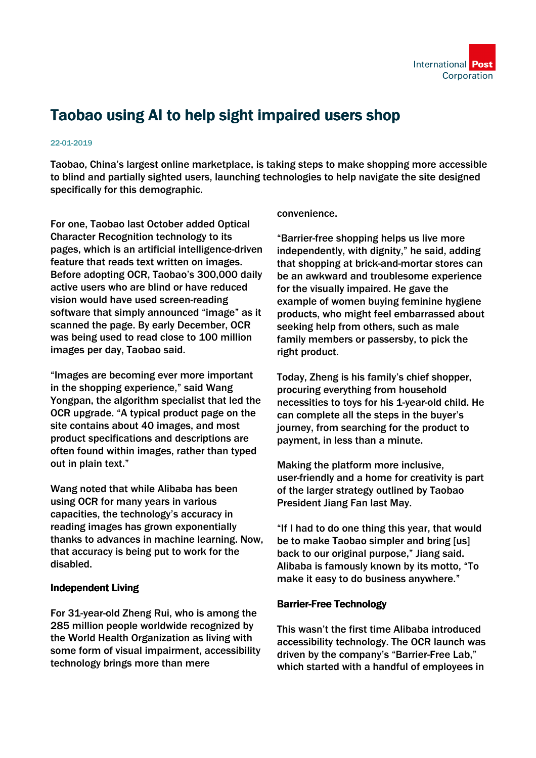# Taobao using AI to help sight impaired users shop

22-01-2019

Taobao, China's largest online marketplace, is taking steps to make shopping more accessible to blind and partially sighted users, launching technologies to help navigate the site designed specifically for this demographic.

For one, Taobao last October added Optical Character Recognition technology to its pages, which is an artificial intelligence-driven feature that reads text written on images. Before adopting OCR, Taobao's 300,000 daily active users who are blind or have reduced vision would have used screen-reading software that simply announced "image" as it scanned the page. By early December, OCR was being used to read close to 100 million images per day, Taobao said.

"Images are becoming ever more important in the shopping experience," said Wang Yongpan, the algorithm specialist that led the OCR upgrade. "A typical product page on the site contains about 40 images, and most product specifications and descriptions are often found within images, rather than typed out in plain text."

Wang noted that while Alibaba has been using OCR for many years in various capacities, the technology's accuracy in reading images has grown exponentially thanks to advances in machine learning. Now, that accuracy is being put to work for the disabled.

## Independent Living

For 31-year-old Zheng Rui, who is among the 285 million people worldwide recognized by the World Health Organization as living with some form of visual impairment, accessibility technology brings more than mere convenience.

"Barrier-free shopping helps us live more independently, with dignity," he said, adding that shopping at brick-and-mortar stores can be an awkward and troublesome experience for the visually impaired. He gave the example of women buying feminine hygiene products, who might feel embarrassed about seeking help from others, such as male family members or passersby, to pick the right product.

Today, Zheng is his family's chief shopper, procuring everything from household necessities to toys for his 1-year-old child. He can complete all the steps in the buyer's journey, from searching for the product to payment, in less than a minute.

Making the platform more inclusive, user-friendly and a home for creativity is part of the larger strategy outlined by Taobao President Jiang Fan last May.

"If I had to do one thing this year, that would be to make Taobao simpler and bring [us] back to our original purpose," Jiang said. Alibaba is famously known by its motto, "To make it easy to do business anywhere."

## Barrier-Free Technology

This wasn't the first time Alibaba introduced accessibility technology. The OCR launch was driven by the company's "Barrier-Free Lab," which started with a handful of employees in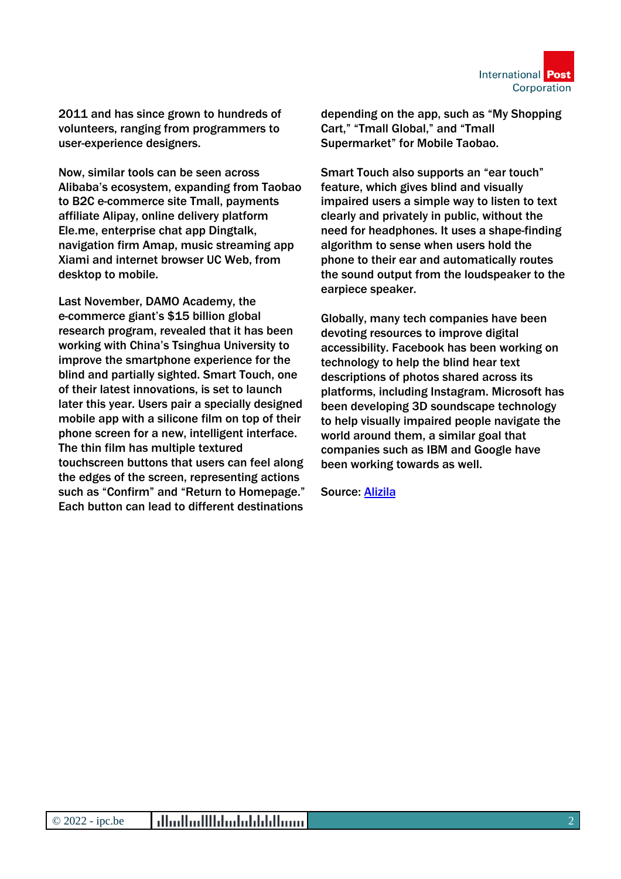2011 and has since grown to hundreds of volunteers, ranging from programmers to user-experience designers.

Now, similar tools can be seen across Alibaba's ecosystem, expanding from Taobao to B2C e-commerce site Tmall, payments affiliate Alipay, online delivery platform Ele.me, enterprise chat app Dingtalk, navigation firm Amap, music streaming app Xiami and internet browser UC Web, from desktop to mobile.

Last November, DAMO Academy, the e-commerce giant's $15 billion global research program, revealed that it has been working with China's Tsinghua University to improve the smartphone experience for the blind and partially sighted. Smart Touch, one of their latest innovations, is set to launch later this year. Users pair a specially designed mobile app with a silicone film on top of their phone screen for a new, intelligent interface. The thin film has multiple textured touchscreen buttons that users can feel along the edges of the screen, representing actions such as "Confirm" and "Return to Homepage." Each button can lead to different destinations depending on the app, such as "My Shopping Cart," "Tmall Global," and "Tmall Supermarket" for Mobile Taobao.

Smart Touch also supports an "ear touch" feature, which gives blind and visually impaired users a simple way to listen to text clearly and privately in public, without the need for headphones. It uses a shape-finding algorithm to sense when users hold the phone to their ear and automatically routes the sound output from the loudspeaker to the earpiece speaker.

Globally, many tech companies have been devoting resources to improve digital accessibility. Facebook has been working on technology to help the blind hear text descriptions of photos shared across its platforms, including Instagram. Microsoft has been developing 3D soundscape technology to help visually impaired people navigate the world around them, a similar goal that companies such as IBM and Google have been working towards as well.

Source: Alizila